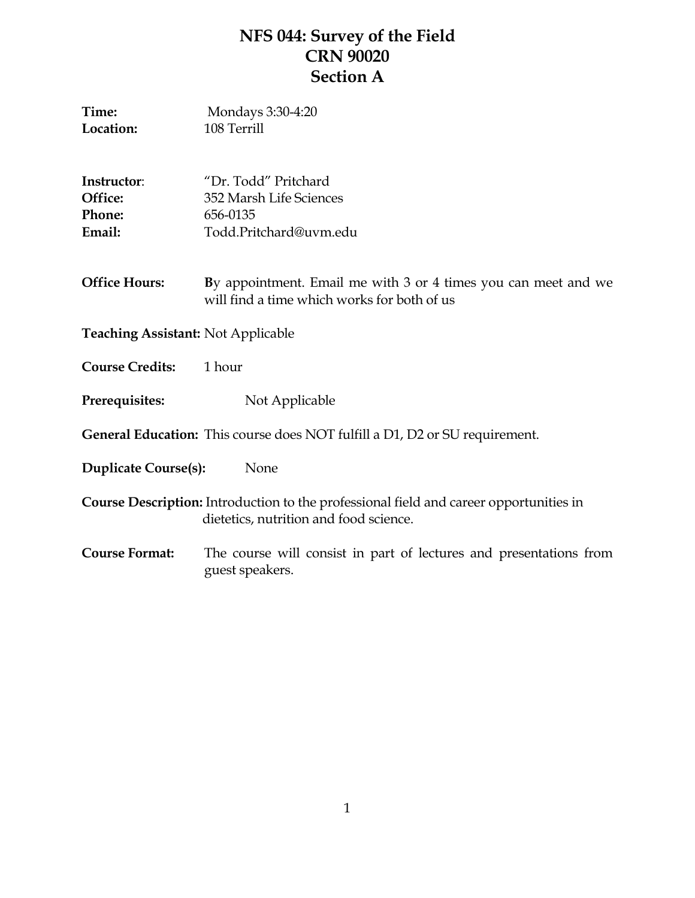# NFS 044: Survey of the Field
# CRN 90020
# Section A

**Time:** Mondays 3:30-4:20
**Location:** 108 Terrill

**Instructor**: "Dr. Todd" Pritchard
**Office:** 352 Marsh Life Sciences
**Phone:** 656-0135
**Email:** Todd.Pritchard@uvm.edu

**Office Hours:** **B**y appointment. Email me with 3 or 4 times you can meet and we will find a time which works for both of us

**Teaching Assistant:** Not Applicable

**Course Credits:** 1 hour

**Prerequisites:** Not Applicable

**General Education:** This course does NOT fulfill a D1, D2 or SU requirement.

**Duplicate Course(s):** None

**Course Description:** Introduction to the professional field and career opportunities in dietetics, nutrition and food science.

**Course Format:** The course will consist in part of lectures and presentations from guest speakers.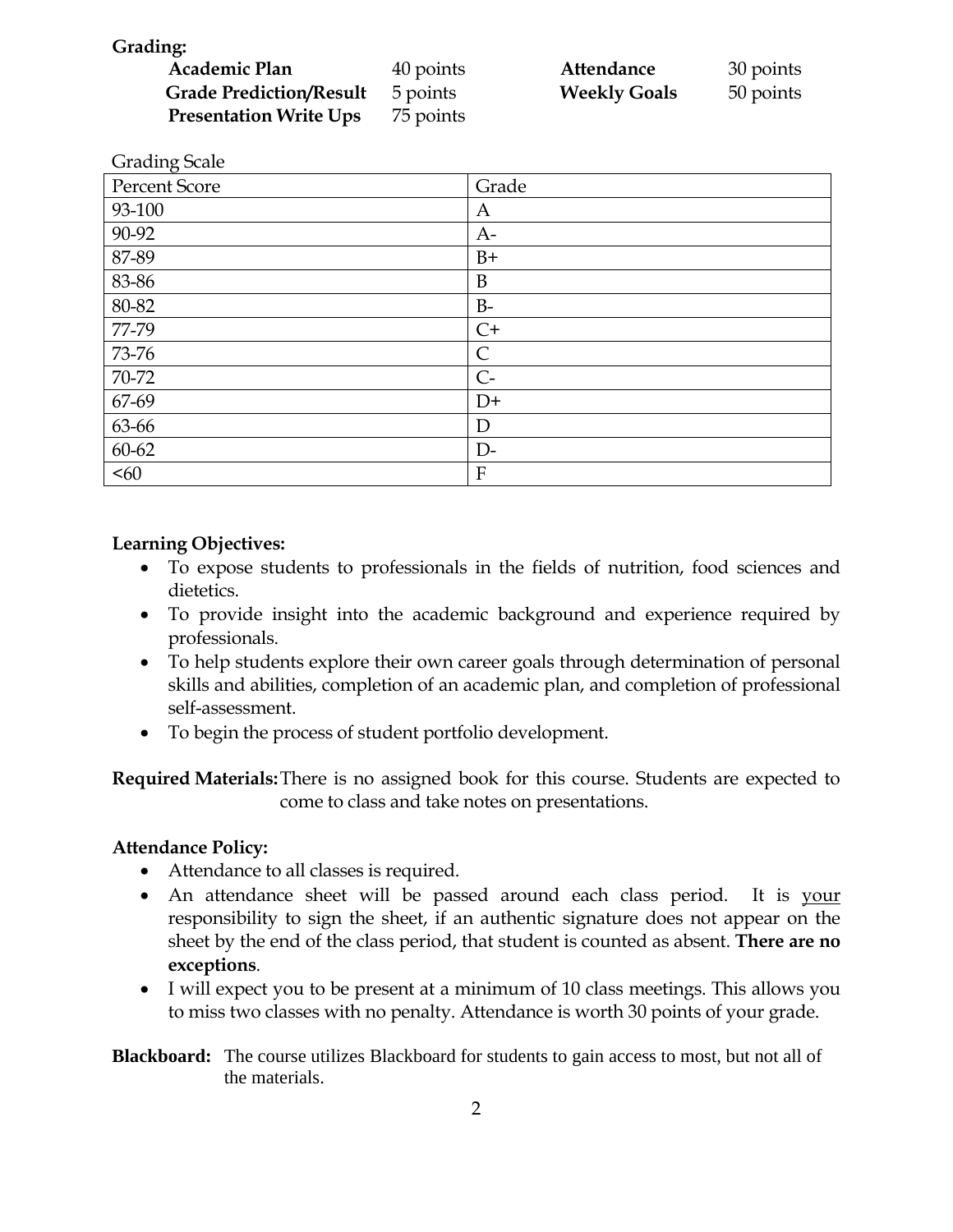**Grading:**

| | | | |
|---|---|---|---|
| **Academic Plan** | 40 points | **Attendance** | 30 points |
| **Grade Prediction/Result** | 5 points | **Weekly Goals** | 50 points |
| **Presentation Write Ups** | 75 points | | |

Grading Scale

| Percent Score | Grade |
|---|---|
| 93-100 | A |
| 90-92 | A- |
| 87-89 | B+ |
| 83-86 | B |
| 80-82 | B- |
| 77-79 | C+ |
| 73-76 | C |
| 70-72 | C- |
| 67-69 | D+ |
| 63-66 | D |
| 60-62 | D- |
| <60 | F |

**Learning Objectives:**

- To expose students to professionals in the fields of nutrition, food sciences and dietetics.
- To provide insight into the academic background and experience required by professionals.
- To help students explore their own career goals through determination of personal skills and abilities, completion of an academic plan, and completion of professional self-assessment.
- To begin the process of student portfolio development.

**Required Materials:** There is no assigned book for this course. Students are expected to come to class and take notes on presentations.

**Attendance Policy:**

- Attendance to all classes is required.
- An attendance sheet will be passed around each class period. It is <u>your</u> responsibility to sign the sheet, if an authentic signature does not appear on the sheet by the end of the class period, that student is counted as absent. **There are no exceptions**.
- I will expect you to be present at a minimum of 10 class meetings. This allows you to miss two classes with no penalty. Attendance is worth 30 points of your grade.

**Blackboard:** The course utilizes Blackboard for students to gain access to most, but not all of the materials.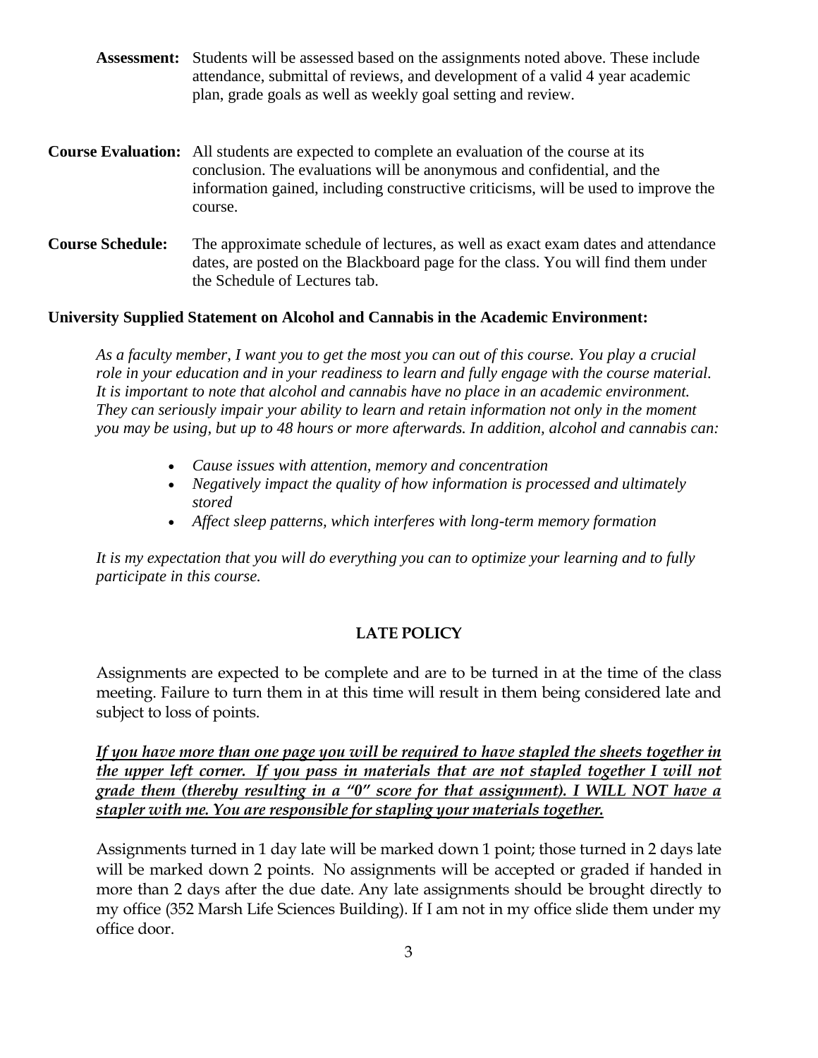**Assessment:** Students will be assessed based on the assignments noted above. These include attendance, submittal of reviews, and development of a valid 4 year academic plan, grade goals as well as weekly goal setting and review.

**Course Evaluation:** All students are expected to complete an evaluation of the course at its conclusion. The evaluations will be anonymous and confidential, and the information gained, including constructive criticisms, will be used to improve the course.

**Course Schedule:** The approximate schedule of lectures, as well as exact exam dates and attendance dates, are posted on the Blackboard page for the class. You will find them under the Schedule of Lectures tab.

**University Supplied Statement on Alcohol and Cannabis in the Academic Environment:**

*As a faculty member, I want you to get the most you can out of this course. You play a crucial role in your education and in your readiness to learn and fully engage with the course material. It is important to note that alcohol and cannabis have no place in an academic environment. They can seriously impair your ability to learn and retain information not only in the moment you may be using, but up to 48 hours or more afterwards. In addition, alcohol and cannabis can:*

- *Cause issues with attention, memory and concentration*
- *Negatively impact the quality of how information is processed and ultimately stored*
- *Affect sleep patterns, which interferes with long-term memory formation*

*It is my expectation that you will do everything you can to optimize your learning and to fully participate in this course.*

## LATE POLICY

Assignments are expected to be complete and are to be turned in at the time of the class meeting. Failure to turn them in at this time will result in them being considered late and subject to loss of points.

***If you have more than one page you will be required to have stapled the sheets together in the upper left corner. If you pass in materials that are not stapled together I will not grade them (thereby resulting in a "0" score for that assignment). I WILL NOT have a stapler with me. You are responsible for stapling your materials together.***

Assignments turned in 1 day late will be marked down 1 point; those turned in 2 days late will be marked down 2 points. No assignments will be accepted or graded if handed in more than 2 days after the due date. Any late assignments should be brought directly to my office (352 Marsh Life Sciences Building). If I am not in my office slide them under my office door.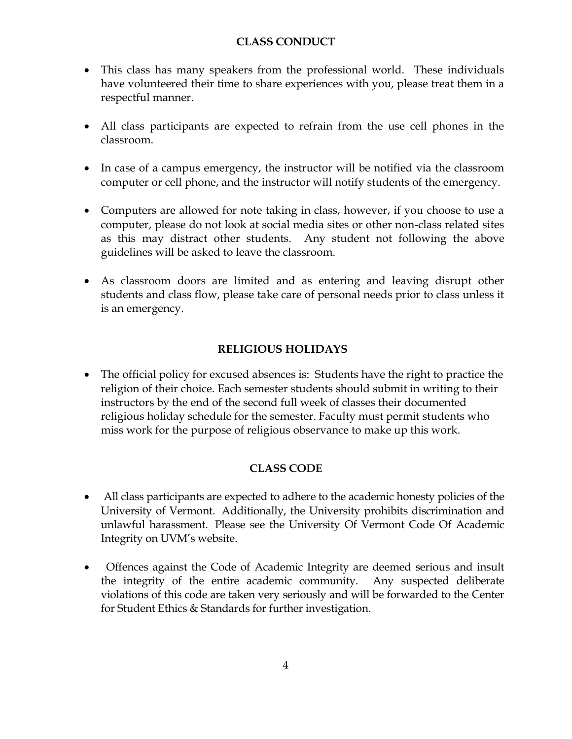## CLASS CONDUCT

- This class has many speakers from the professional world. These individuals have volunteered their time to share experiences with you, please treat them in a respectful manner.
- All class participants are expected to refrain from the use cell phones in the classroom.
- In case of a campus emergency, the instructor will be notified via the classroom computer or cell phone, and the instructor will notify students of the emergency.
- Computers are allowed for note taking in class, however, if you choose to use a computer, please do not look at social media sites or other non-class related sites as this may distract other students. Any student not following the above guidelines will be asked to leave the classroom.
- As classroom doors are limited and as entering and leaving disrupt other students and class flow, please take care of personal needs prior to class unless it is an emergency.

## RELIGIOUS HOLIDAYS

- The official policy for excused absences is: Students have the right to practice the religion of their choice. Each semester students should submit in writing to their instructors by the end of the second full week of classes their documented religious holiday schedule for the semester. Faculty must permit students who miss work for the purpose of religious observance to make up this work.

## CLASS CODE

- All class participants are expected to adhere to the academic honesty policies of the University of Vermont. Additionally, the University prohibits discrimination and unlawful harassment. Please see the University Of Vermont Code Of Academic Integrity on UVM's website.
- Offences against the Code of Academic Integrity are deemed serious and insult the integrity of the entire academic community. Any suspected deliberate violations of this code are taken very seriously and will be forwarded to the Center for Student Ethics & Standards for further investigation.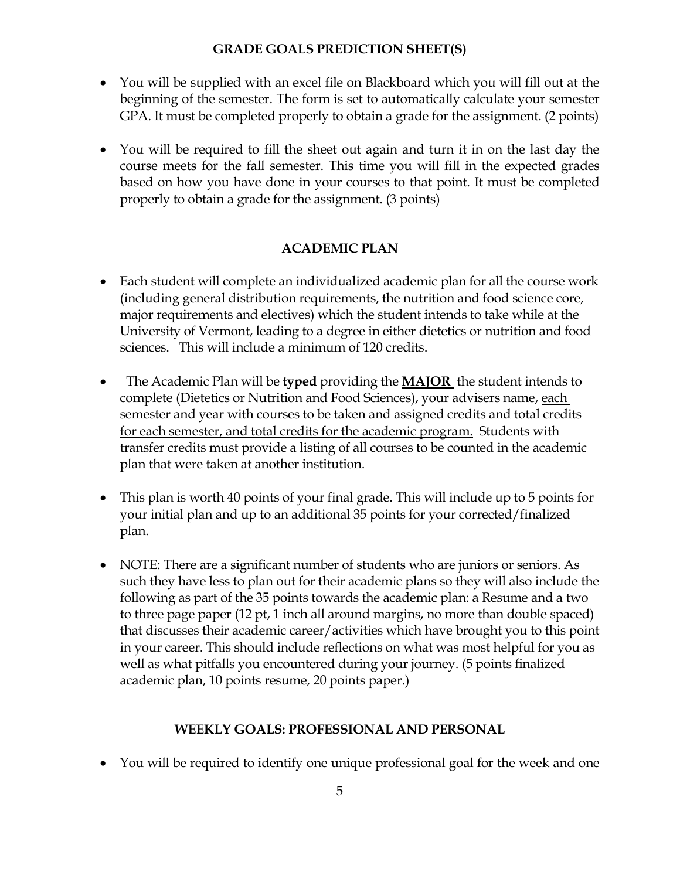## GRADE GOALS PREDICTION SHEET(S)

- You will be supplied with an excel file on Blackboard which you will fill out at the beginning of the semester. The form is set to automatically calculate your semester GPA. It must be completed properly to obtain a grade for the assignment. (2 points)

- You will be required to fill the sheet out again and turn it in on the last day the course meets for the fall semester. This time you will fill in the expected grades based on how you have done in your courses to that point. It must be completed properly to obtain a grade for the assignment. (3 points)

## ACADEMIC PLAN

- Each student will complete an individualized academic plan for all the course work (including general distribution requirements, the nutrition and food science core, major requirements and electives) which the student intends to take while at the University of Vermont, leading to a degree in either dietetics or nutrition and food sciences. This will include a minimum of 120 credits.

- The Academic Plan will be **typed** providing the **<u>MAJOR</u>** the student intends to complete (Dietetics or Nutrition and Food Sciences), your advisers name, <u>each semester and year with courses to be taken and assigned credits and total credits for each semester, and total credits for the academic program.</u> Students with transfer credits must provide a listing of all courses to be counted in the academic plan that were taken at another institution.

- This plan is worth 40 points of your final grade. This will include up to 5 points for your initial plan and up to an additional 35 points for your corrected/finalized plan.

- NOTE: There are a significant number of students who are juniors or seniors. As such they have less to plan out for their academic plans so they will also include the following as part of the 35 points towards the academic plan: a Resume and a two to three page paper (12 pt, 1 inch all around margins, no more than double spaced) that discusses their academic career/activities which have brought you to this point in your career. This should include reflections on what was most helpful for you as well as what pitfalls you encountered during your journey. (5 points finalized academic plan, 10 points resume, 20 points paper.)

## WEEKLY GOALS: PROFESSIONAL AND PERSONAL

- You will be required to identify one unique professional goal for the week and one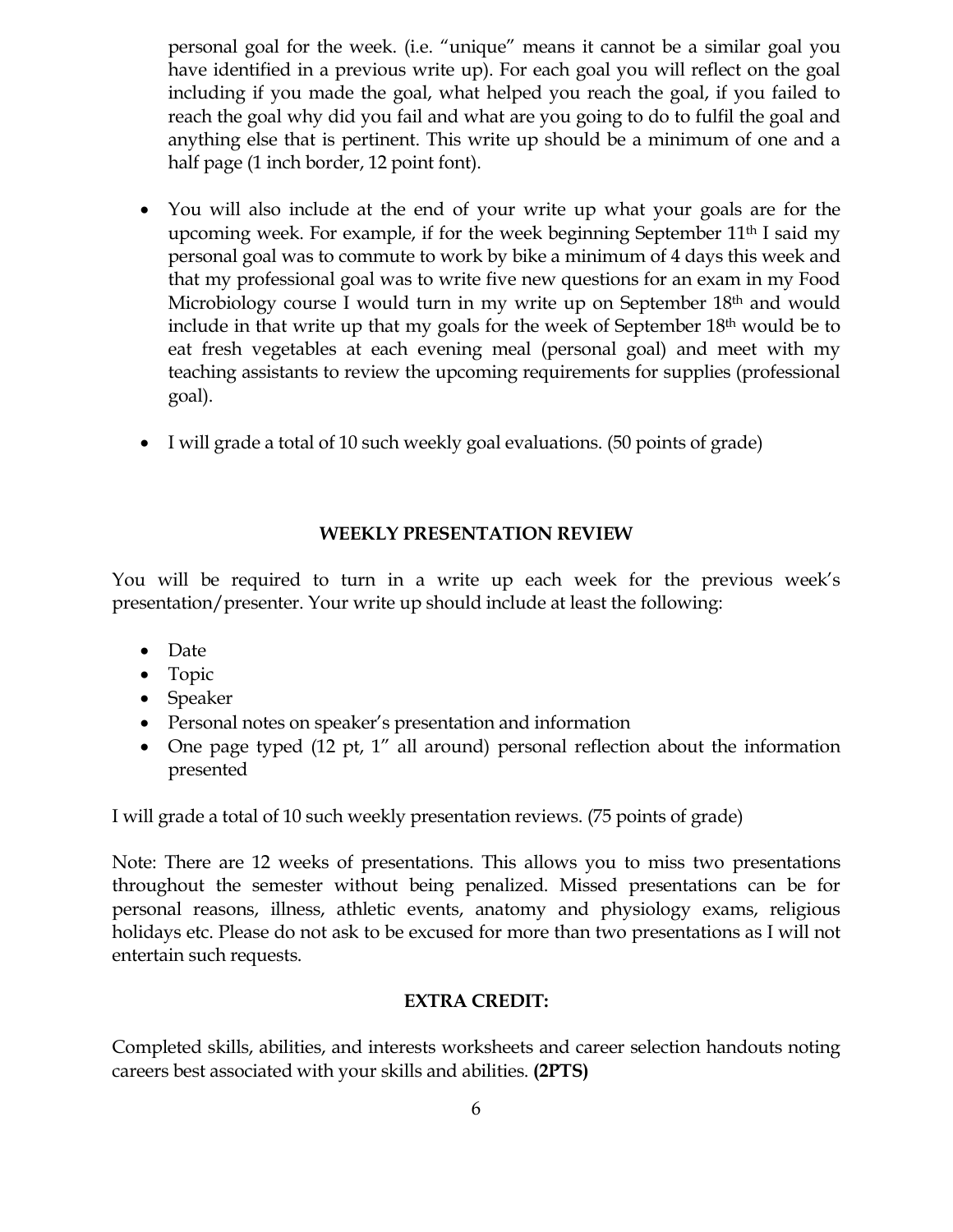personal goal for the week. (i.e. "unique" means it cannot be a similar goal you have identified in a previous write up). For each goal you will reflect on the goal including if you made the goal, what helped you reach the goal, if you failed to reach the goal why did you fail and what are you going to do to fulfil the goal and anything else that is pertinent. This write up should be a minimum of one and a half page (1 inch border, 12 point font).

- You will also include at the end of your write up what your goals are for the upcoming week. For example, if for the week beginning September 11th I said my personal goal was to commute to work by bike a minimum of 4 days this week and that my professional goal was to write five new questions for an exam in my Food Microbiology course I would turn in my write up on September 18th and would include in that write up that my goals for the week of September 18th would be to eat fresh vegetables at each evening meal (personal goal) and meet with my teaching assistants to review the upcoming requirements for supplies (professional goal).

- I will grade a total of 10 such weekly goal evaluations. (50 points of grade)

## WEEKLY PRESENTATION REVIEW

You will be required to turn in a write up each week for the previous week's presentation/presenter. Your write up should include at least the following:

- Date
- Topic
- Speaker
- Personal notes on speaker's presentation and information
- One page typed (12 pt, 1" all around) personal reflection about the information presented

I will grade a total of 10 such weekly presentation reviews. (75 points of grade)

Note: There are 12 weeks of presentations. This allows you to miss two presentations throughout the semester without being penalized. Missed presentations can be for personal reasons, illness, athletic events, anatomy and physiology exams, religious holidays etc. Please do not ask to be excused for more than two presentations as I will not entertain such requests.

## EXTRA CREDIT:

Completed skills, abilities, and interests worksheets and career selection handouts noting careers best associated with your skills and abilities. **(2PTS)**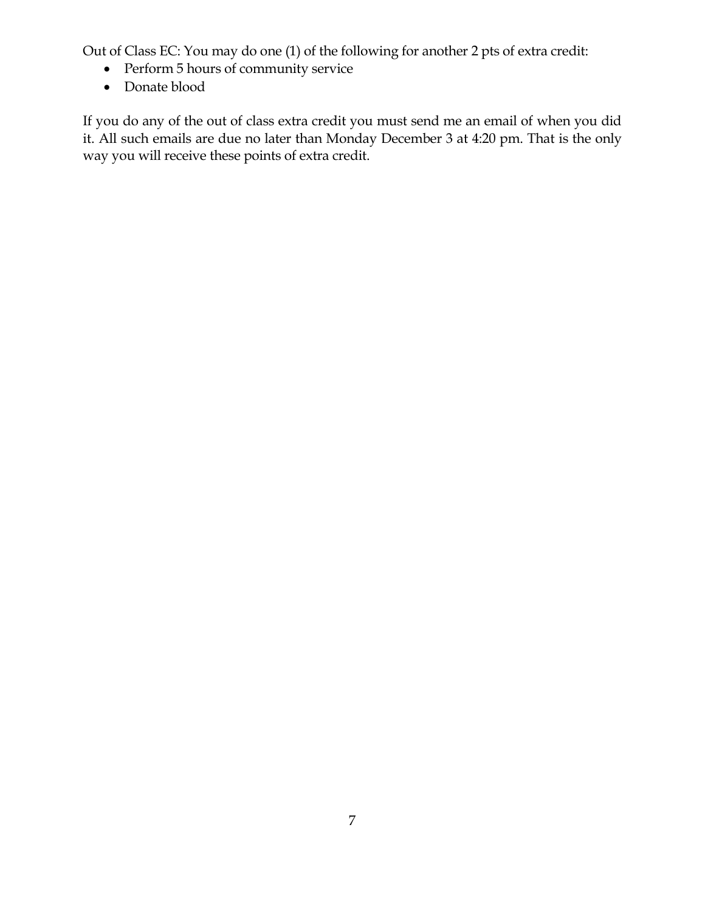Out of Class EC: You may do one (1) of the following for another 2 pts of extra credit:

- Perform 5 hours of community service
- Donate blood

If you do any of the out of class extra credit you must send me an email of when you did it. All such emails are due no later than Monday December 3 at 4:20 pm. That is the only way you will receive these points of extra credit.